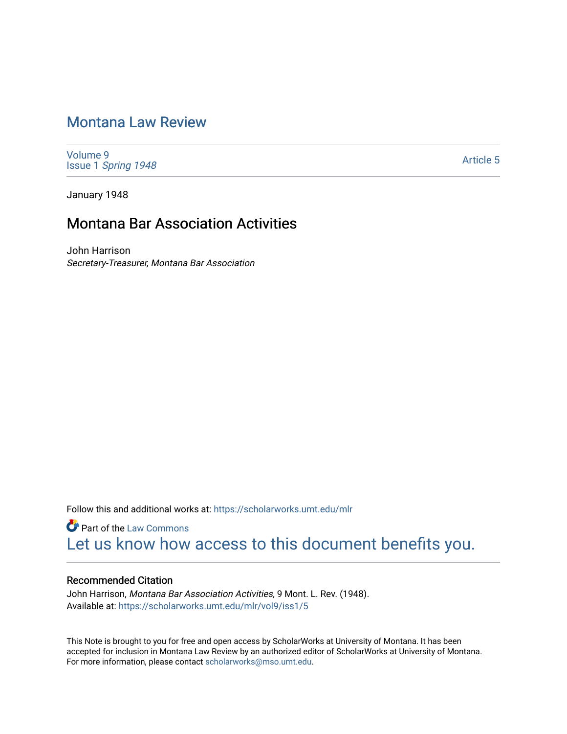# Montana Law Review

Volume 9
Issue 1 *Spring 1948*

Article 5

January 1948

## Montana Bar Association Activities

John Harrison
*Secretary-Treasurer, Montana Bar Association*

Follow this and additional works at: https://scholarworks.umt.edu/mlr

Part of the Law Commons

Let us know how access to this document benefits you.

### Recommended Citation

John Harrison, *Montana Bar Association Activities,* 9 Mont. L. Rev. (1948).
Available at: https://scholarworks.umt.edu/mlr/vol9/iss1/5

This Note is brought to you for free and open access by ScholarWorks at University of Montana. It has been accepted for inclusion in Montana Law Review by an authorized editor of ScholarWorks at University of Montana. For more information, please contact scholarworks@mso.umt.edu.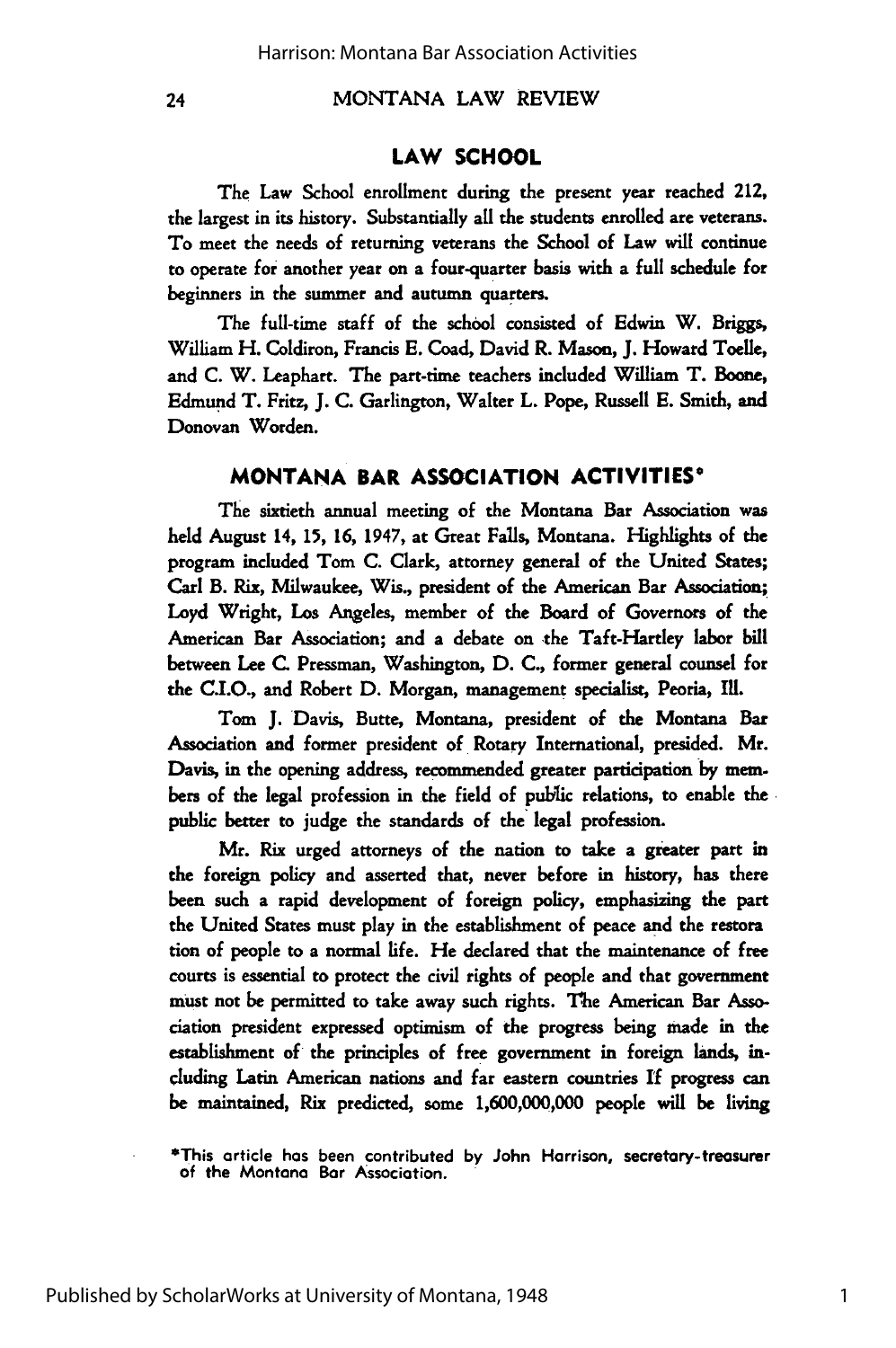## LAW SCHOOL

The Law School enrollment during the present year reached 212, the largest in its history. Substantially all the students enrolled are veterans. To meet the needs of returning veterans the School of Law will continue to operate for another year on a four-quarter basis with a full schedule for beginners in the summer and autumn quarters.

The full-time staff of the school consisted of Edwin W. Briggs, William H. Coldiron, Francis E. Coad, David R. Mason, J. Howard Toelle, and C. W. Leaphart. The part-time teachers included William T. Boone, Edmund T. Fritz, J. C. Garlington, Walter L. Pope, Russell E. Smith, and Donovan Worden.

## MONTANA BAR ASSOCIATION ACTIVITIES*

The sixtieth annual meeting of the Montana Bar Association was held August 14, 15, 16, 1947, at Great Falls, Montana. Highlights of the program included Tom C. Clark, attorney general of the United States; Carl B. Rix, Milwaukee, Wis., president of the American Bar Association; Loyd Wright, Los Angeles, member of the Board of Governors of the American Bar Association; and a debate on the Taft-Hartley labor bill between Lee C. Pressman, Washington, D. C., former general counsel for the C.I.O., and Robert D. Morgan, management specialist, Peoria, Ill.

Tom J. Davis, Butte, Montana, president of the Montana Bar Association and former president of Rotary International, presided. Mr. Davis, in the opening address, recommended greater participation by members of the legal profession in the field of public relations, to enable the public better to judge the standards of the legal profession.

Mr. Rix urged attorneys of the nation to take a greater part in the foreign policy and asserted that, never before in history, has there been such a rapid development of foreign policy, emphasizing the part the United States must play in the establishment of peace and the restoration of people to a normal life. He declared that the maintenance of free courts is essential to protect the civil rights of people and that government must not be permitted to take away such rights. The American Bar Association president expressed optimism of the progress being made in the establishment of the principles of free government in foreign lands, including Latin American nations and far eastern countries If progress can be maintained, Rix predicted, some 1,600,000,000 people will be living

*This article has been contributed by John Harrison, secretary-treasurer of the Montana Bar Association.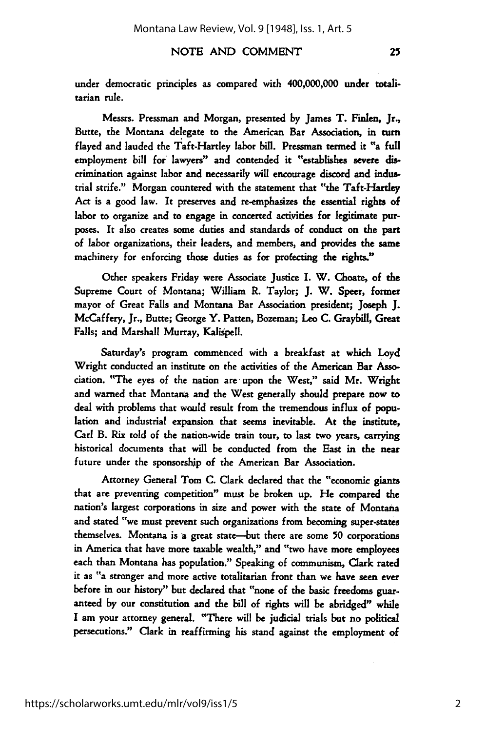under democratic principles as compared with 400,000,000 under totalitarian rule.

Messrs. Pressman and Morgan, presented by James T. Finlen, Jr., Butte, the Montana delegate to the American Bar Association, in turn flayed and lauded the Taft-Hartley labor bill. Pressman termed it "a full employment bill for lawyers" and contended it "establishes severe discrimination against labor and necessarily will encourage discord and industrial strife." Morgan countered with the statement that "the Taft-Hartley Act is a good law. It preserves and re-emphasizes the essential rights of labor to organize and to engage in concerted activities for legitimate purposes. It also creates some duties and standards of conduct on the part of labor organizations, their leaders, and members, and provides the same machinery for enforcing those duties as for protecting the rights."

Other speakers Friday were Associate Justice I. W. Choate, of the Supreme Court of Montana; William R. Taylor; J. W. Speer, former mayor of Great Falls and Montana Bar Association president; Joseph J. McCaffery, Jr., Butte; George Y. Patten, Bozeman; Leo C. Graybill, Great Falls; and Marshall Murray, Kalispell.

Saturday's program commenced with a breakfast at which Loyd Wright conducted an institute on the activities of the American Bar Association. "The eyes of the nation are upon the West," said Mr. Wright and warned that Montana and the West generally should prepare now to deal with problems that would result from the tremendous influx of population and industrial expansion that seems inevitable. At the institute, Carl B. Rix told of the nation-wide train tour, to last two years, carrying historical documents that will be conducted from the East in the near future under the sponsorship of the American Bar Association.

Attorney General Tom C. Clark declared that the "economic giants that are preventing competition" must be broken up. He compared the nation's largest corporations in size and power with the state of Montana and stated "we must prevent such organizations from becoming super-states themselves. Montana is a great state—but there are some 50 corporations in America that have more taxable wealth," and "two have more employees each than Montana has population." Speaking of communism, Clark rated it as "a stronger and more active totalitarian front than we have seen ever before in our history" but declared that "none of the basic freedoms guaranteed by our constitution and the bill of rights will be abridged" while I am your attorney general. "There will be judicial trials but no political persecutions." Clark in reaffirming his stand against the employment of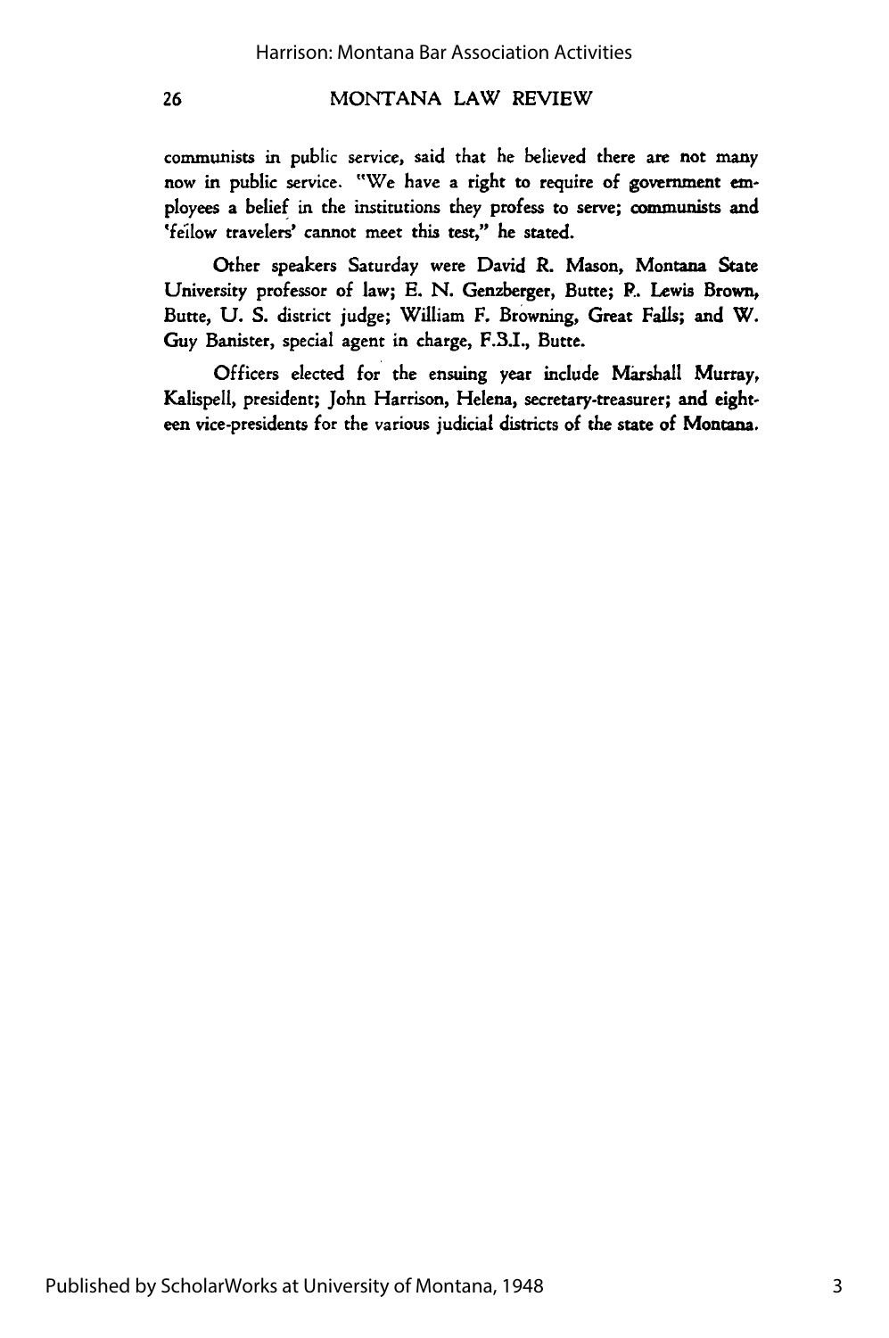communists in public service, said that he believed there are not many now in public service. "We have a right to require of government employees a belief in the institutions they profess to serve; communists and 'fellow travelers' cannot meet this test," he stated.

Other speakers Saturday were David R. Mason, Montana State University professor of law; E. N. Genzberger, Butte; R. Lewis Brown, Butte, U. S. district judge; William F. Browning, Great Falls; and W. Guy Banister, special agent in charge, F.B.I., Butte.

Officers elected for the ensuing year include Marshall Murray, Kalispell, president; John Harrison, Helena, secretary-treasurer; and eighteen vice-presidents for the various judicial districts of the state of Montana.